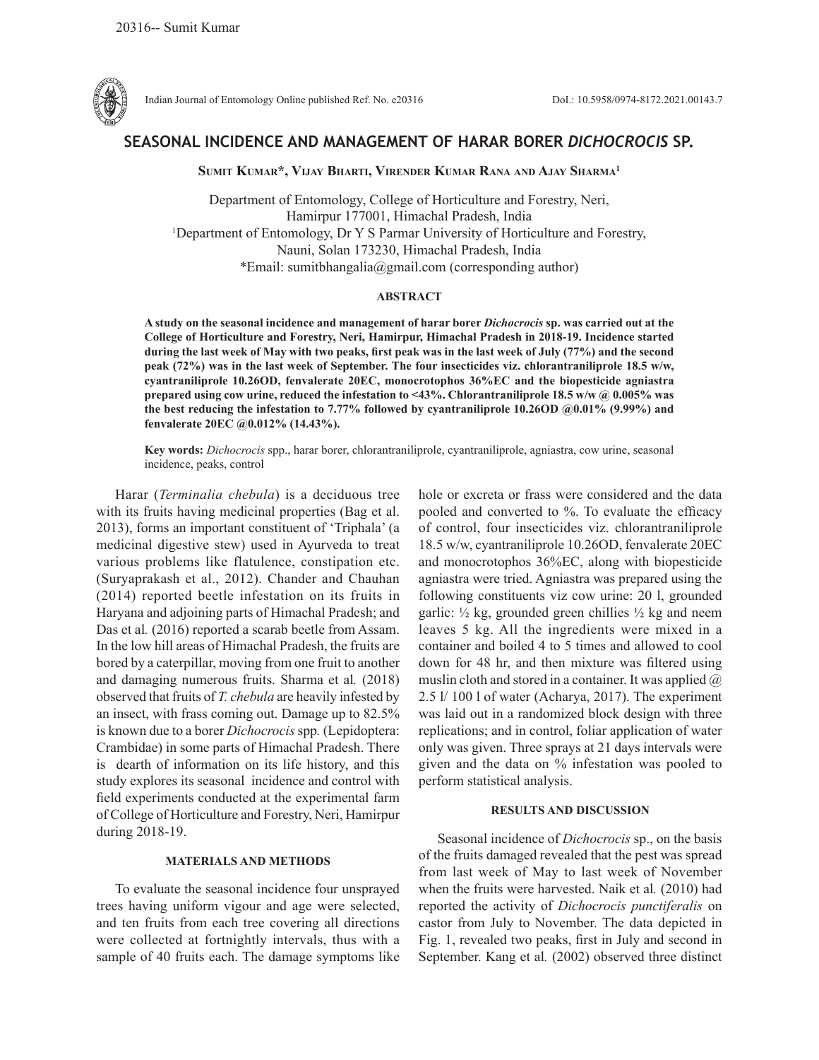# SEASONAL INCIDENCE AND MANAGEMENT OF HARAR BORER *DICHOCROCIS* SP.

**Sumit Kumar\*, Vijay Bharti, Virender Kumar Rana and Ajay Sharma[1]**

Department of Entomology, College of Horticulture and Forestry, Neri, Hamirpur 177001, Himachal Pradesh, India

[1]Department of Entomology, Dr Y S Parmar University of Horticulture and Forestry, Nauni, Solan 173230, Himachal Pradesh, India

\*Email: sumitbhangalia@gmail.com (corresponding author)

## ABSTRACT

**A study on the seasonal incidence and management of harar borer *Dichocrocis* sp. was carried out at the College of Horticulture and Forestry, Neri, Hamirpur, Himachal Pradesh in 2018-19. Incidence started during the last week of May with two peaks, first peak was in the last week of July (77%) and the second peak (72%) was in the last week of September. The four insecticides viz. chlorantraniliprole 18.5 w/w, cyantraniliprole 10.26OD, fenvalerate 20EC, monocrotophos 36%EC and the biopesticide agniastra prepared using cow urine, reduced the infestation to <43%. Chlorantraniliprole 18.5 w/w @ 0.005% was the best reducing the infestation to 7.77% followed by cyantraniliprole 10.26OD @0.01% (9.99%) and fenvalerate 20EC @0.012% (14.43%).**

**Key words:** *Dichocrocis* spp., harar borer, chlorantraniliprole, cyantraniliprole, agniastra, cow urine, seasonal incidence, peaks, control

Harar (*Terminalia chebula*) is a deciduous tree with its fruits having medicinal properties (Bag et al. 2013), forms an important constituent of 'Triphala' (a medicinal digestive stew) used in Ayurveda to treat various problems like flatulence, constipation etc. (Suryaprakash et al., 2012). Chander and Chauhan (2014) reported beetle infestation on its fruits in Haryana and adjoining parts of Himachal Pradesh; and Das et al*.* (2016) reported a scarab beetle from Assam. In the low hill areas of Himachal Pradesh, the fruits are bored by a caterpillar, moving from one fruit to another and damaging numerous fruits. Sharma et al*.* (2018) observed that fruits of *T. chebula* are heavily infested by an insect, with frass coming out. Damage up to 82.5% is known due to a borer *Dichocrocis* spp. (Lepidoptera: Crambidae) in some parts of Himachal Pradesh. There is dearth of information on its life history, and this study explores its seasonal incidence and control with field experiments conducted at the experimental farm of College of Horticulture and Forestry, Neri, Hamirpur during 2018-19.

## MATERIALS AND METHODS

To evaluate the seasonal incidence four unsprayed trees having uniform vigour and age were selected, and ten fruits from each tree covering all directions were collected at fortnightly intervals, thus with a sample of 40 fruits each. The damage symptoms like hole or excreta or frass were considered and the data pooled and converted to %. To evaluate the efficacy of control, four insecticides viz. chlorantraniliprole 18.5 w/w, cyantraniliprole 10.26OD, fenvalerate 20EC and monocrotophos 36%EC, along with biopesticide agniastra were tried. Agniastra was prepared using the following constituents viz cow urine: 20 l, grounded garlic: ½ kg, grounded green chillies ½ kg and neem leaves 5 kg. All the ingredients were mixed in a container and boiled 4 to 5 times and allowed to cool down for 48 hr, and then mixture was filtered using muslin cloth and stored in a container. It was applied @ 2.5 l/ 100 l of water (Acharya, 2017). The experiment was laid out in a randomized block design with three replications; and in control, foliar application of water only was given. Three sprays at 21 days intervals were given and the data on % infestation was pooled to perform statistical analysis.

## RESULTS AND DISCUSSION

Seasonal incidence of *Dichocrocis* sp., on the basis of the fruits damaged revealed that the pest was spread from last week of May to last week of November when the fruits were harvested. Naik et al*.* (2010) had reported the activity of *Dichocrocis punctiferalis* on castor from July to November. The data depicted in Fig. 1, revealed two peaks, first in July and second in September. Kang et al*.* (2002) observed three distinct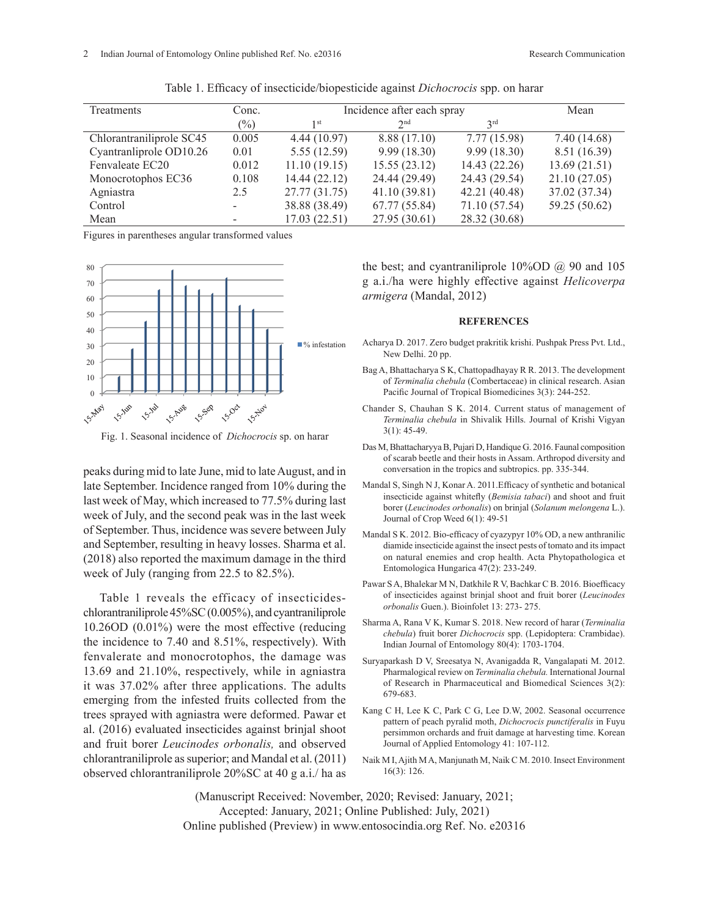Table 1. Efficacy of insecticide/biopesticide against *Dichocrocis* spp. on harar

| Treatments | Conc. (%) | Incidence after each spray | | | Mean |
|---|---|---|---|---|---|
| | | 1st | 2nd | 3rd | |
| Chlorantraniliprole SC45 | 0.005 | 4.44 (10.97) | 8.88 (17.10) | 7.77 (15.98) | 7.40 (14.68) |
| Cyantranliprole OD10.26 | 0.01 | 5.55 (12.59) | 9.99 (18.30) | 9.99 (18.30) | 8.51 (16.39) |
| Fenvaleate EC20 | 0.012 | 11.10 (19.15) | 15.55 (23.12) | 14.43 (22.26) | 13.69 (21.51) |
| Monocrotophos EC36 | 0.108 | 14.44 (22.12) | 24.44 (29.49) | 24.43 (29.54) | 21.10 (27.05) |
| Agniastra | 2.5 | 27.77 (31.75) | 41.10 (39.81) | 42.21 (40.48) | 37.02 (37.34) |
| Control | - | 38.88 (38.49) | 67.77 (55.84) | 71.10 (57.54) | 59.25 (50.62) |
| Mean | - | 17.03 (22.51) | 27.95 (30.61) | 28.32 (30.68) | |

Figures in parentheses angular transformed values

80
70
60
50
40
30
20
10
0
15-May
15-Jun
15-Jul
15-Aug
15-Sep
15-Oct
15-Nov
% infestation

Fig. 1. Seasonal incidence of *Dichocrocis* sp. on harar

peaks during mid to late June, mid to late August, and in late September. Incidence ranged from 10% during the last week of May, which increased to 77.5% during last week of July, and the second peak was in the last week of September. Thus, incidence was severe between July and September, resulting in heavy losses. Sharma et al. (2018) also reported the maximum damage in the third week of July (ranging from 22.5 to 82.5%).

Table 1 reveals the efficacy of insecticides- chlorantraniliprole 45%SC (0.005%), and cyantraniliprole 10.26OD (0.01%) were the most effective (reducing the incidence to 7.40 and 8.51%, respectively). With fenvalerate and monocrotophos, the damage was 13.69 and 21.10%, respectively, while in agniastra it was 37.02% after three applications. The adults emerging from the infested fruits collected from the trees sprayed with agniastra were deformed. Pawar et al. (2016) evaluated insecticides against brinjal shoot and fruit borer *Leucinodes orbonalis,* and observed chlorantraniliprole as superior; and Mandal et al. (2011) observed chlorantraniliprole 20%SC at 40 g a.i./ ha as the best; and cyantraniliprole 10%OD @ 90 and 105 g a.i./ha were highly effective against *Helicoverpa armigera* (Mandal, 2012)

## REFERENCES

Acharya D. 2017. Zero budget prakritik krishi. Pushpak Press Pvt. Ltd., New Delhi. 20 pp.

Bag A, Bhattacharya S K, Chattopadhayay R R. 2013. The development of *Terminalia chebula* (Combertaceae) in clinical research. Asian Pacific Journal of Tropical Biomedicines 3(3): 244-252.

Chander S, Chauhan S K. 2014. Current status of management of *Terminalia chebula* in Shivalik Hills. Journal of Krishi Vigyan 3(1): 45-49.

Das M, Bhattacharyya B, Pujari D, Handique G. 2016. Faunal composition of scarab beetle and their hosts in Assam. Arthropod diversity and conversation in the tropics and subtropics. pp. 335-344.

Mandal S, Singh N J, Konar A. 2011.Efficacy of synthetic and botanical insecticide against whitefly (*Bemisia tabaci*) and shoot and fruit borer (*Leucinodes orbonalis*) on brinjal (*Solanum melongena* L.). Journal of Crop Weed 6(1): 49-51

Mandal S K. 2012. Bio-efficacy of cyazypyr 10% OD, a new anthranilic diamide insecticide against the insect pests of tomato and its impact on natural enemies and crop health. Acta Phytopathologica et Entomologica Hungarica 47(2): 233-249.

Pawar S A, Bhalekar M N, Datkhile R V, Bachkar C B. 2016. Bioefficacy of insecticides against brinjal shoot and fruit borer (*Leucinodes orbonalis* Guen.). Bioinfolet 13: 273- 275.

Sharma A, Rana V K, Kumar S. 2018. New record of harar (*Terminalia chebula*) fruit borer *Dichocrocis* spp. (Lepidoptera: Crambidae). Indian Journal of Entomology 80(4): 1703-1704.

Suryaparkash D V, Sreesatya N, Avanigadda R, Vangalapati M. 2012. Pharmalogical review on *Terminalia chebula.* International Journal of Research in Pharmaceutical and Biomedical Sciences 3(2): 679-683.

Kang C H, Lee K C, Park C G, Lee D.W, 2002. Seasonal occurrence pattern of peach pyralid moth, *Dichocrocis punctiferalis* in Fuyu persimmon orchards and fruit damage at harvesting time. Korean Journal of Applied Entomology 41: 107-112.

Naik M I, Ajith M A, Manjunath M, Naik C M. 2010. Insect Environment 16(3): 126.

(Manuscript Received: November, 2020; Revised: January, 2021; Accepted: January, 2021; Online Published: July, 2021)
Online published (Preview) in www.entosocindia.org Ref. No. e20316